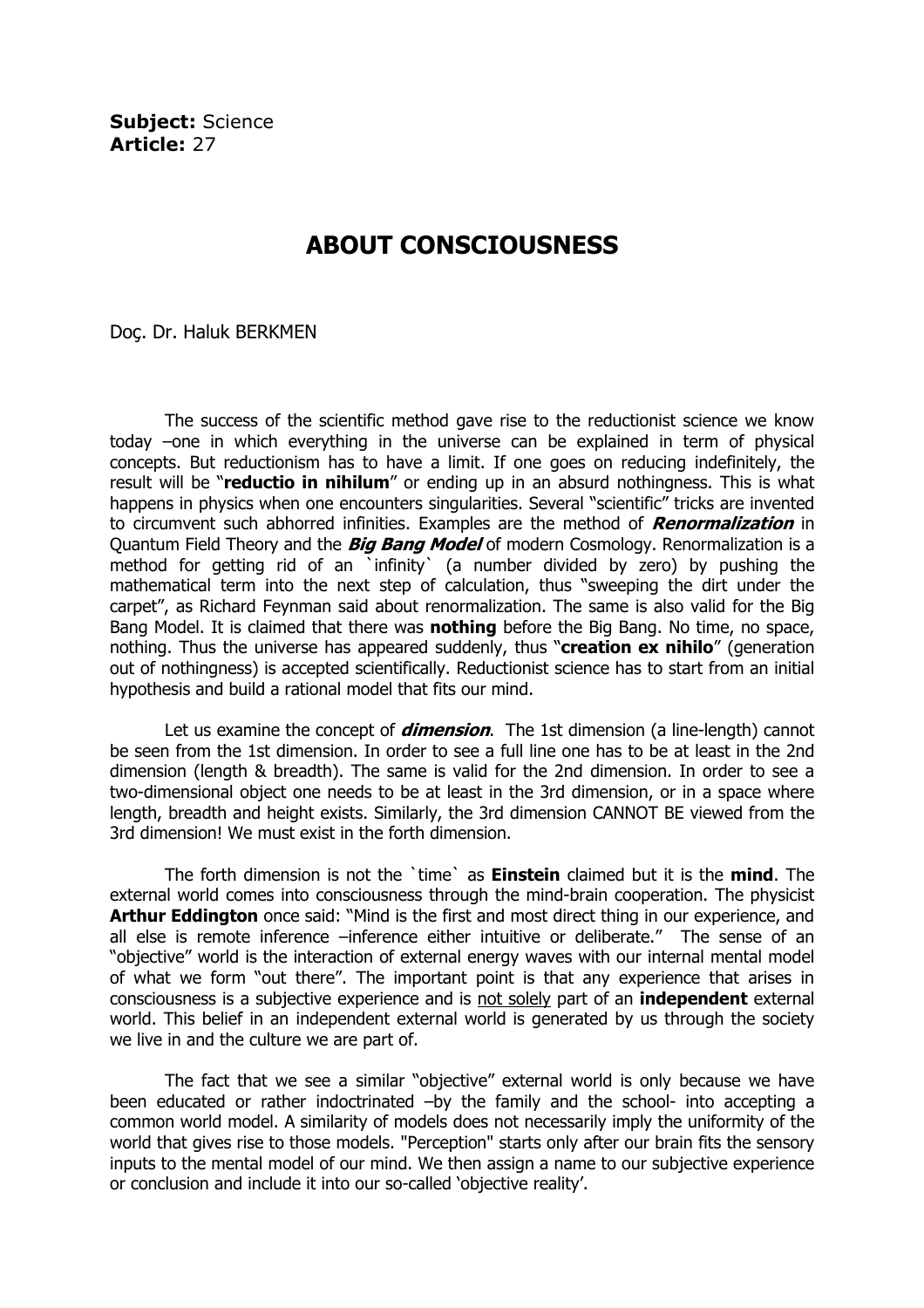**Subject:** Science
**Article:** 27

# ABOUT CONSCIOUSNESS

Doç. Dr. Haluk BERKMEN

The success of the scientific method gave rise to the reductionist science we know today –one in which everything in the universe can be explained in term of physical concepts. But reductionism has to have a limit. If one goes on reducing indefinitely, the result will be "**reductio in nihilum**" or ending up in an absurd nothingness. This is what happens in physics when one encounters singularities. Several "scientific" tricks are invented to circumvent such abhorred infinities. Examples are the method of ***Renormalization*** in Quantum Field Theory and the ***Big Bang Model*** of modern Cosmology. Renormalization is a method for getting rid of an `infinity` (a number divided by zero) by pushing the mathematical term into the next step of calculation, thus "sweeping the dirt under the carpet", as Richard Feynman said about renormalization. The same is also valid for the Big Bang Model. It is claimed that there was **nothing** before the Big Bang. No time, no space, nothing. Thus the universe has appeared suddenly, thus "**creation ex nihilo**" (generation out of nothingness) is accepted scientifically. Reductionist science has to start from an initial hypothesis and build a rational model that fits our mind.

Let us examine the concept of ***dimension***. The 1st dimension (a line-length) cannot be seen from the 1st dimension. In order to see a full line one has to be at least in the 2nd dimension (length & breadth). The same is valid for the 2nd dimension. In order to see a two-dimensional object one needs to be at least in the 3rd dimension, or in a space where length, breadth and height exists. Similarly, the 3rd dimension CANNOT BE viewed from the 3rd dimension! We must exist in the forth dimension.

The forth dimension is not the `time` as **Einstein** claimed but it is the **mind**. The external world comes into consciousness through the mind-brain cooperation. The physicist **Arthur Eddington** once said: "Mind is the first and most direct thing in our experience, and all else is remote inference –inference either intuitive or deliberate." The sense of an "objective" world is the interaction of external energy waves with our internal mental model of what we form "out there". The important point is that any experience that arises in consciousness is a subjective experience and is <u>not solely</u> part of an **independent** external world. This belief in an independent external world is generated by us through the society we live in and the culture we are part of.

The fact that we see a similar "objective" external world is only because we have been educated or rather indoctrinated –by the family and the school- into accepting a common world model. A similarity of models does not necessarily imply the uniformity of the world that gives rise to those models. "Perception" starts only after our brain fits the sensory inputs to the mental model of our mind. We then assign a name to our subjective experience or conclusion and include it into our so-called 'objective reality'.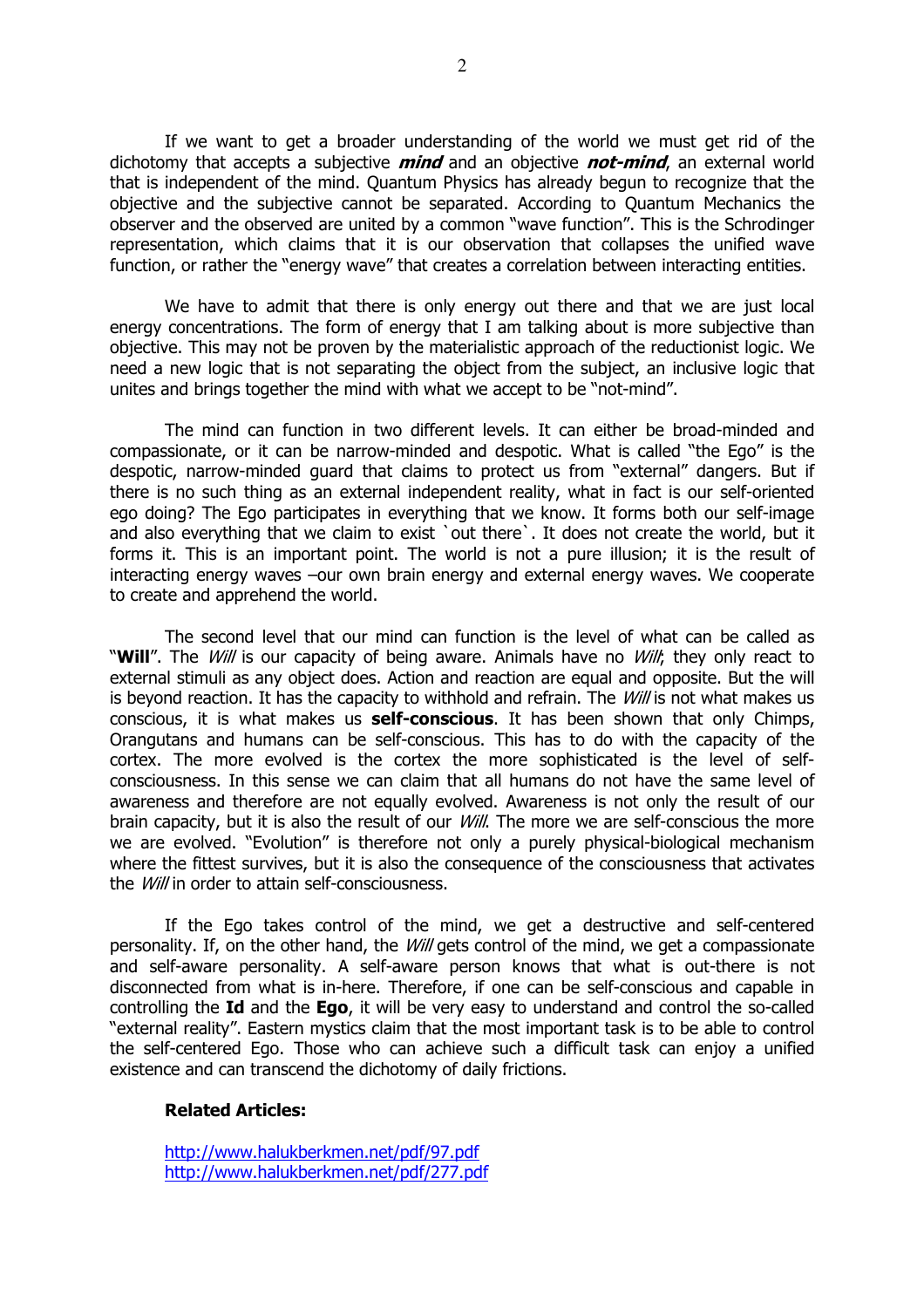If we want to get a broader understanding of the world we must get rid of the dichotomy that accepts a subjective ***mind*** and an objective ***not-mind***, an external world that is independent of the mind. Quantum Physics has already begun to recognize that the objective and the subjective cannot be separated. According to Quantum Mechanics the observer and the observed are united by a common "wave function". This is the Schrodinger representation, which claims that it is our observation that collapses the unified wave function, or rather the "energy wave" that creates a correlation between interacting entities.

We have to admit that there is only energy out there and that we are just local energy concentrations. The form of energy that I am talking about is more subjective than objective. This may not be proven by the materialistic approach of the reductionist logic. We need a new logic that is not separating the object from the subject, an inclusive logic that unites and brings together the mind with what we accept to be "not-mind".

The mind can function in two different levels. It can either be broad-minded and compassionate, or it can be narrow-minded and despotic. What is called "the Ego" is the despotic, narrow-minded guard that claims to protect us from "external" dangers. But if there is no such thing as an external independent reality, what in fact is our self-oriented ego doing? The Ego participates in everything that we know. It forms both our self-image and also everything that we claim to exist `out there`. It does not create the world, but it forms it. This is an important point. The world is not a pure illusion; it is the result of interacting energy waves –our own brain energy and external energy waves. We cooperate to create and apprehend the world.

The second level that our mind can function is the level of what can be called as "**Will**". The *Will* is our capacity of being aware. Animals have no *Will*; they only react to external stimuli as any object does. Action and reaction are equal and opposite. But the will is beyond reaction. It has the capacity to withhold and refrain. The *Will* is not what makes us conscious, it is what makes us **self-conscious**. It has been shown that only Chimps, Orangutans and humans can be self-conscious. This has to do with the capacity of the cortex. The more evolved is the cortex the more sophisticated is the level of self-consciousness. In this sense we can claim that all humans do not have the same level of awareness and therefore are not equally evolved. Awareness is not only the result of our brain capacity, but it is also the result of our *Will*. The more we are self-conscious the more we are evolved. "Evolution" is therefore not only a purely physical-biological mechanism where the fittest survives, but it is also the consequence of the consciousness that activates the *Will* in order to attain self-consciousness.

If the Ego takes control of the mind, we get a destructive and self-centered personality. If, on the other hand, the *Will* gets control of the mind, we get a compassionate and self-aware personality. A self-aware person knows that what is out-there is not disconnected from what is in-here. Therefore, if one can be self-conscious and capable in controlling the **Id** and the **Ego**, it will be very easy to understand and control the so-called "external reality". Eastern mystics claim that the most important task is to be able to control the self-centered Ego. Those who can achieve such a difficult task can enjoy a unified existence and can transcend the dichotomy of daily frictions.

**Related Articles:**

http://www.halukberkmen.net/pdf/97.pdf
http://www.halukberkmen.net/pdf/277.pdf